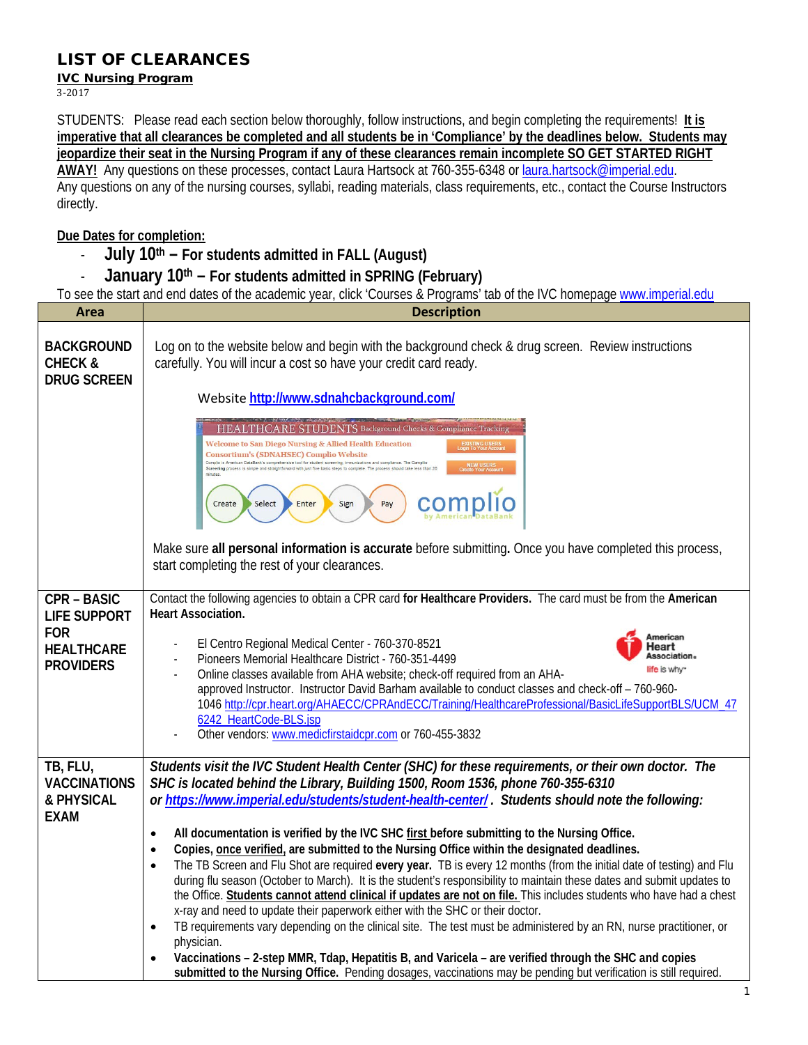# LIST OF CLEARANCES

**IVC Nursing Program**

3-2017

STUDENTS: Please read each section below thoroughly, follow instructions, and begin completing the requirements! **It is imperative that all clearances be completed and all students be in 'Compliance' by the deadlines below. Students may jeopardize their seat in the Nursing Program if any of these clearances remain incomplete SO GET STARTED RIGHT AWAY!** Any questions on these processes, contact Laura Hartsock at 760-355-6348 or laura.hartsock@imperial.edu. Any questions on any of the nursing courses, syllabi, reading materials, class requirements, etc., contact the Course Instructors directly.

**Due Dates for completion:**

- **July 10th – For students admitted in FALL (August)**
- **January 10th – For students admitted in SPRING (February)**

To see the start and end dates of the academic year, click 'Courses & Programs' tab of the IVC homepage www.imperial.edu

| Area | Description |
|---|---|
| **BACKGROUND CHECK & DRUG SCREEN** | Log on to the website below and begin with the background check & drug screen. Review instructions carefully. You will incur a cost so have your credit card ready.<br><br>Website **http://www.sdnahcbackground.com/**<br><br>HEALTHCARE STUDENTS Background Checks & Compliance Tracking<br>Welcome to San Diego Nursing & Allied Health Education Consortium's (SDNAHSEC) Complio Website<br>EXISTING USERS Login To Your Account<br>NEW USERS Create Your Account<br>Create → Select → Enter → Sign → Pay<br>complio by American DataBank<br><br>Make sure **all personal information is accurate** before submitting**.** Once you have completed this process, start completing the rest of your clearances. |
| **CPR – BASIC LIFE SUPPORT FOR HEALTHCARE PROVIDERS** | Contact the following agencies to obtain a CPR card **for Healthcare Providers.** The card must be from the **American Heart Association.**<br><br>- El Centro Regional Medical Center - 760-370-8521<br>- Pioneers Memorial Healthcare District - 760-351-4499<br>- Online classes available from AHA website; check-off required from an AHA-approved Instructor. Instructor David Barham available to conduct classes and check-off – 760-960-1046 http://cpr.heart.org/AHAECC/CPRAndECC/Training/HealthcareProfessional/BasicLifeSupportBLS/UCM_476242_HeartCode-BLS.jsp<br>- Other vendors: www.medicfirstaidcpr.com or 760-455-3832 |
| **TB, FLU, VACCINATIONS & PHYSICAL EXAM** | ***Students visit the IVC Student Health Center (SHC) for these requirements, or their own doctor. The SHC is located behind the Library, Building 1500, Room 1536, phone 760-355-6310 or https://www.imperial.edu/students/student-health-center/ . Students should note the following:***<br><br>- **All documentation is verified by the IVC SHC first before submitting to the Nursing Office.**<br>- **Copies, once verified, are submitted to the Nursing Office within the designated deadlines.**<br>- The TB Screen and Flu Shot are required **every year.** TB is every 12 months (from the initial date of testing) and Flu during flu season (October to March). It is the student's responsibility to maintain these dates and submit updates to the Office. **Students cannot attend clinical if updates are not on file.** This includes students who have had a chest x-ray and need to update their paperwork either with the SHC or their doctor.<br>- TB requirements vary depending on the clinical site. The test must be administered by an RN, nurse practitioner, or physician.<br>- **Vaccinations – 2-step MMR, Tdap, Hepatitis B, and Varicela – are verified through the SHC and copies submitted to the Nursing Office.** Pending dosages, vaccinations may be pending but verification is still required. |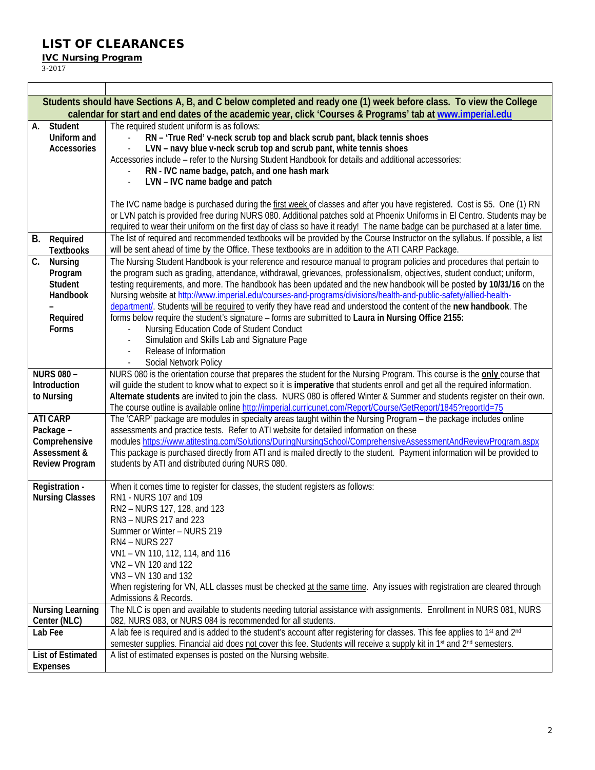# LIST OF CLEARANCES

**IVC Nursing Program**

3-2017

| | |
|---|---|
| **Students should have Sections A, B, and C below completed and ready one (1) week before class. To view the College calendar for start and end dates of the academic year, click 'Courses & Programs' tab at www.imperial.edu** | |
| **A. Student Uniform and Accessories** | The required student uniform is as follows:<br>- **RN – 'True Red' v-neck scrub top and black scrub pant, black tennis shoes**<br>- **LVN – navy blue v-neck scrub top and scrub pant, white tennis shoes**<br>Accessories include – refer to the Nursing Student Handbook for details and additional accessories:<br>- **RN - IVC name badge, patch, and one hash mark**<br>- **LVN – IVC name badge and patch**<br><br>The IVC name badge is purchased during the first week of classes and after you have registered. Cost is $5. One (1) RN or LVN patch is provided free during NURS 080. Additional patches sold at Phoenix Uniforms in El Centro. Students may be required to wear their uniform on the first day of class so have it ready! The name badge can be purchased at a later time. |
| **B. Required Textbooks** | The list of required and recommended textbooks will be provided by the Course Instructor on the syllabus. If possible, a list will be sent ahead of time by the Office. These textbooks are in addition to the ATI CARP Package. |
| **C. Nursing Program Student Handbook – Required Forms** | The Nursing Student Handbook is your reference and resource manual to program policies and procedures that pertain to the program such as grading, attendance, withdrawal, grievances, professionalism, objectives, student conduct; uniform, testing requirements, and more. The handbook has been updated and the new handbook will be posted **by 10/31/16** on the Nursing website at http://www.imperial.edu/courses-and-programs/divisions/health-and-public-safety/allied-health-department/. Students will be required to verify they have read and understood the content of the **new handbook**. The forms below require the student's signature – forms are submitted to **Laura in Nursing Office 2155:**<br>- Nursing Education Code of Student Conduct<br>- Simulation and Skills Lab and Signature Page<br>- Release of Information<br>- Social Network Policy |
| **NURS 080 – Introduction to Nursing** | NURS 080 is the orientation course that prepares the student for the Nursing Program. This course is the **only** course that will guide the student to know what to expect so it is **imperative** that students enroll and get all the required information. **Alternate students** are invited to join the class. NURS 080 is offered Winter & Summer and students register on their own. The course outline is available online http://imperial.curricunet.com/Report/Course/GetReport/1845?reportId=75 |
| **ATI CARP Package – Comprehensive Assessment & Review Program** | The 'CARP' package are modules in specialty areas taught within the Nursing Program – the package includes online assessments and practice tests. Refer to ATI website for detailed information on these modules https://www.atitesting.com/Solutions/DuringNursingSchool/ComprehensiveAssessmentAndReviewProgram.aspx This package is purchased directly from ATI and is mailed directly to the student. Payment information will be provided to students by ATI and distributed during NURS 080. |
| **Registration - Nursing Classes** | When it comes time to register for classes, the student registers as follows:<br>RN1 - NURS 107 and 109<br>RN2 – NURS 127, 128, and 123<br>RN3 – NURS 217 and 223<br>Summer or Winter – NURS 219<br>RN4 – NURS 227<br>VN1 – VN 110, 112, 114, and 116<br>VN2 – VN 120 and 122<br>VN3 – VN 130 and 132<br>When registering for VN, ALL classes must be checked at the same time. Any issues with registration are cleared through Admissions & Records. |
| **Nursing Learning Center (NLC)** | The NLC is open and available to students needing tutorial assistance with assignments. Enrollment in NURS 081, NURS 082, NURS 083, or NURS 084 is recommended for all students. |
| **Lab Fee** | A lab fee is required and is added to the student's account after registering for classes. This fee applies to 1st and 2nd semester supplies. Financial aid does not cover this fee. Students will receive a supply kit in 1st and 2nd semesters. |
| **List of Estimated Expenses** | A list of estimated expenses is posted on the Nursing website. |